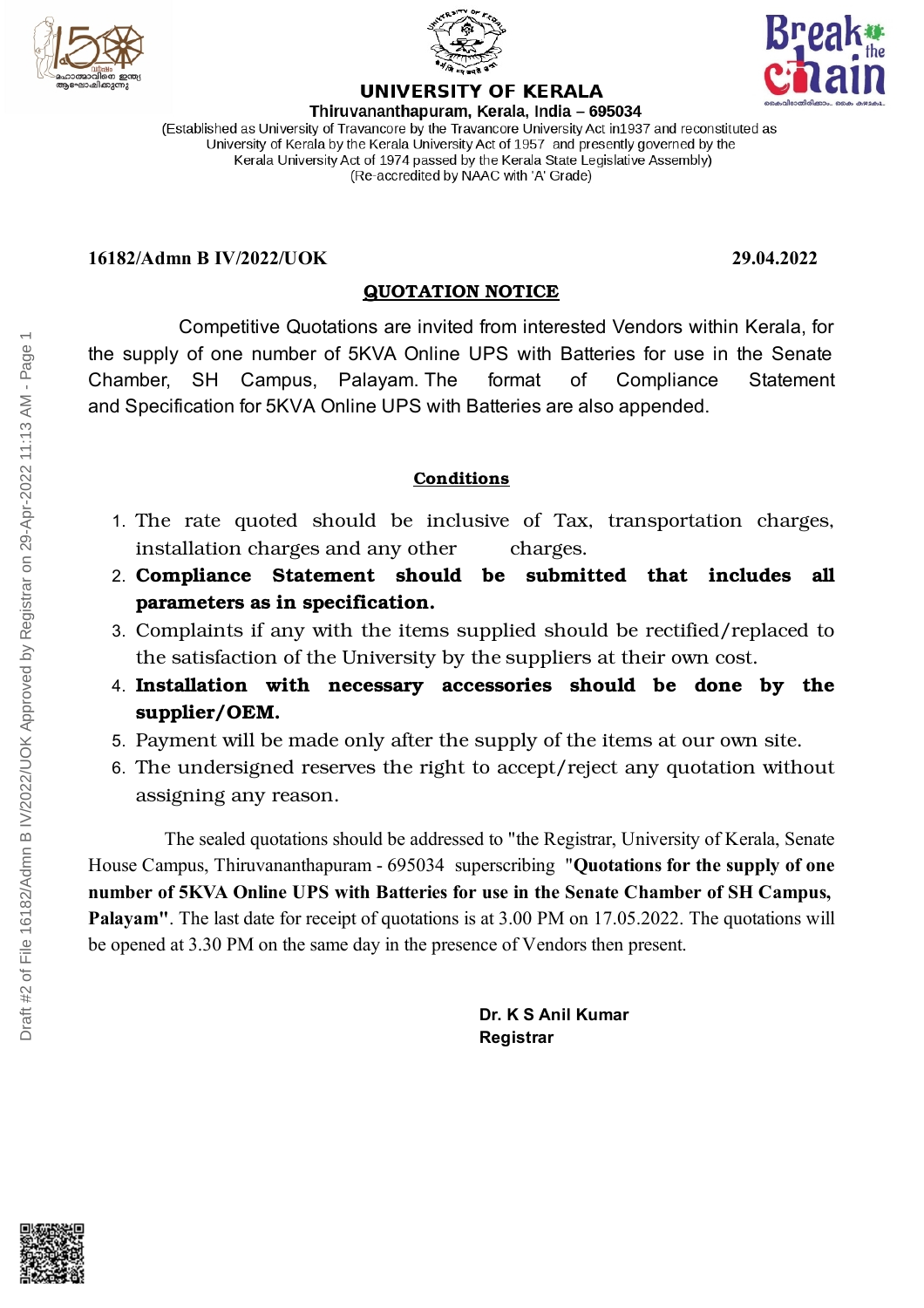# UNIVERSITY OF KERALA

**Thiruvananthapuram, Kerala, India – 695034**

(Established as University of Travancore by the Travancore University Act in1937 and reconstituted as University of Kerala by the Kerala University Act of 1957 and presently governed by the Kerala University Act of 1974 passed by the Kerala State Legislative Assembly)
(Re-accredited by NAAC with 'A' Grade)

**16182/Admn B IV/2022/UOK** **29.04.2022**

## QUOTATION NOTICE

Competitive Quotations are invited from interested Vendors within Kerala, for the supply of one number of 5KVA Online UPS with Batteries for use in the Senate Chamber, SH Campus, Palayam. The format of Compliance Statement and Specification for 5KVA Online UPS with Batteries are also appended.

### Conditions

1. The rate quoted should be inclusive of Tax, transportation charges, installation charges and any other charges.
2. **Compliance Statement should be submitted that includes all parameters as in specification.**
3. Complaints if any with the items supplied should be rectified/replaced to the satisfaction of the University by the suppliers at their own cost.
4. **Installation with necessary accessories should be done by the supplier/OEM.**
5. Payment will be made only after the supply of the items at our own site.
6. The undersigned reserves the right to accept/reject any quotation without assigning any reason.

The sealed quotations should be addressed to "the Registrar, University of Kerala, Senate House Campus, Thiruvananthapuram - 695034 superscribing **"Quotations for the supply of one number of 5KVA Online UPS with Batteries for use in the Senate Chamber of SH Campus, Palayam"**. The last date for receipt of quotations is at 3.00 PM on 17.05.2022. The quotations will be opened at 3.30 PM on the same day in the presence of Vendors then present.

**Dr. K S Anil Kumar**
**Registrar**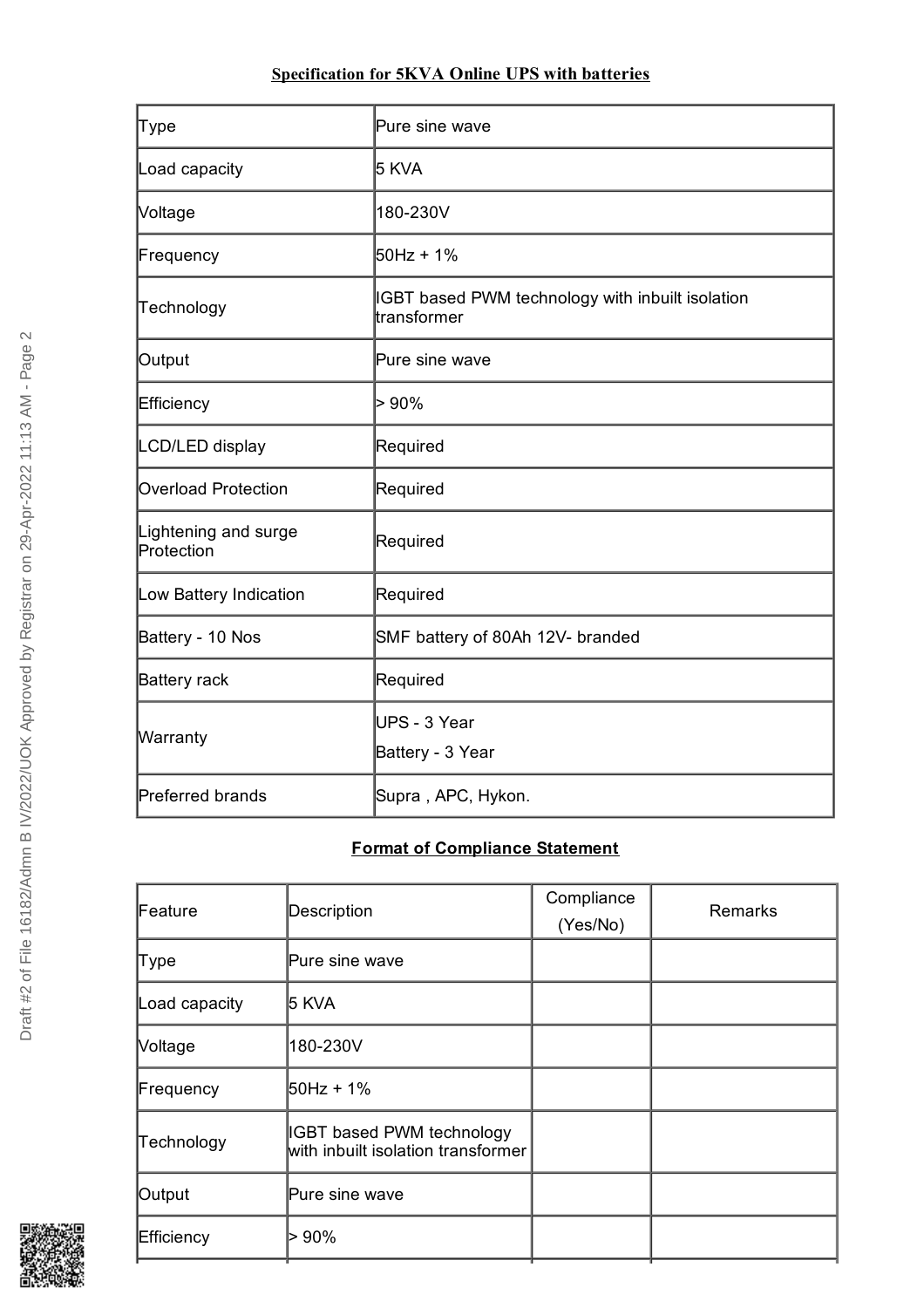## Specification for 5KVA Online UPS with batteries

| | |
|---|---|
| Type | Pure sine wave |
| Load capacity | 5 KVA |
| Voltage | 180-230V |
| Frequency | 50Hz + 1% |
| Technology | IGBT based PWM technology with inbuilt isolation transformer |
| Output | Pure sine wave |
| Efficiency | > 90% |
| LCD/LED display | Required |
| Overload Protection | Required |
| Lightening and surge Protection | Required |
| Low Battery Indication | Required |
| Battery - 10 Nos | SMF battery of 80Ah 12V- branded |
| Battery rack | Required |
| Warranty | UPS - 3 Year<br>Battery - 3 Year |
| Preferred brands | Supra , APC, Hykon. |

## Format of Compliance Statement

| Feature | Description | Compliance (Yes/No) | Remarks |
|---|---|---|---|
| Type | Pure sine wave | | |
| Load capacity | 5 KVA | | |
| Voltage | 180-230V | | |
| Frequency | 50Hz + 1% | | |
| Technology | IGBT based PWM technology with inbuilt isolation transformer | | |
| Output | Pure sine wave | | |
| Efficiency | > 90% | | |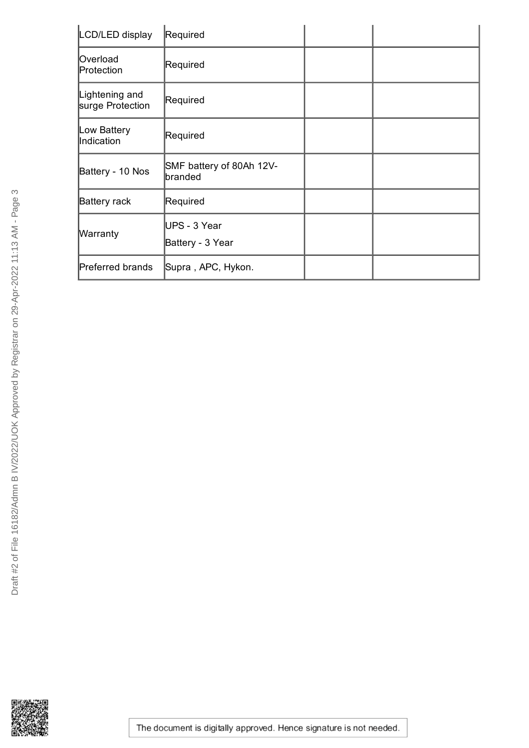| | | | |
|---|---|---|---|
| LCD/LED display | Required | | |
| Overload Protection | Required | | |
| Lightening and surge Protection | Required | | |
| Low Battery Indication | Required | | |
| Battery - 10 Nos | SMF battery of 80Ah 12V-branded | | |
| Battery rack | Required | | |
| Warranty | UPS - 3 Year<br>Battery - 3 Year | | |
| Preferred brands | Supra , APC, Hykon. | | |

The document is digitally approved. Hence signature is not needed.